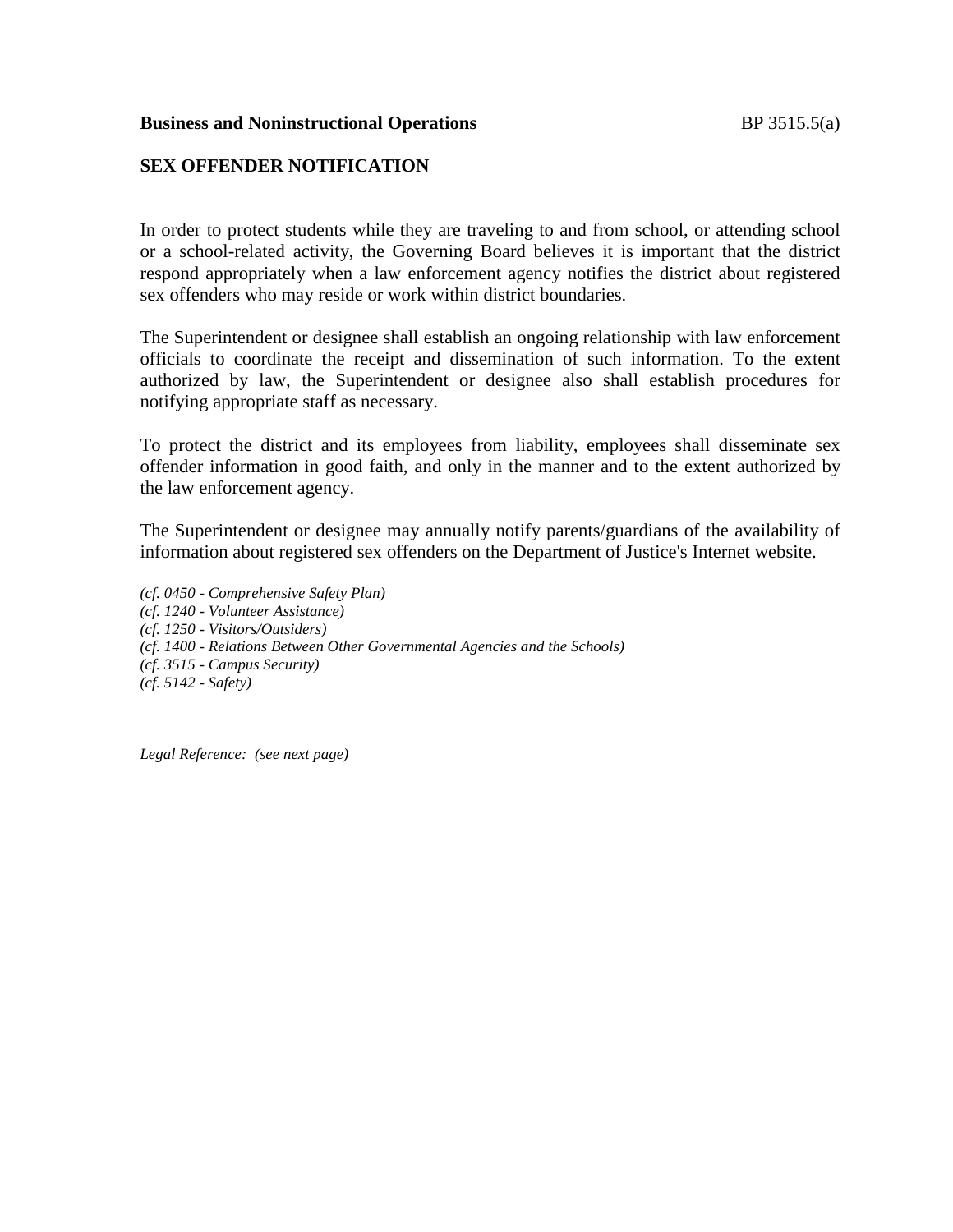**Business and Noninstructional Operations** BP 3515.5(a)

## SEX OFFENDER NOTIFICATION

In order to protect students while they are traveling to and from school, or attending school or a school-related activity, the Governing Board believes it is important that the district respond appropriately when a law enforcement agency notifies the district about registered sex offenders who may reside or work within district boundaries.

The Superintendent or designee shall establish an ongoing relationship with law enforcement officials to coordinate the receipt and dissemination of such information. To the extent authorized by law, the Superintendent or designee also shall establish procedures for notifying appropriate staff as necessary.

To protect the district and its employees from liability, employees shall disseminate sex offender information in good faith, and only in the manner and to the extent authorized by the law enforcement agency.

The Superintendent or designee may annually notify parents/guardians of the availability of information about registered sex offenders on the Department of Justice's Internet website.

*(cf. 0450 - Comprehensive Safety Plan)*
*(cf. 1240 - Volunteer Assistance)*
*(cf. 1250 - Visitors/Outsiders)*
*(cf. 1400 - Relations Between Other Governmental Agencies and the Schools)*
*(cf. 3515 - Campus Security)*
*(cf. 5142 - Safety)*

*Legal Reference: (see next page)*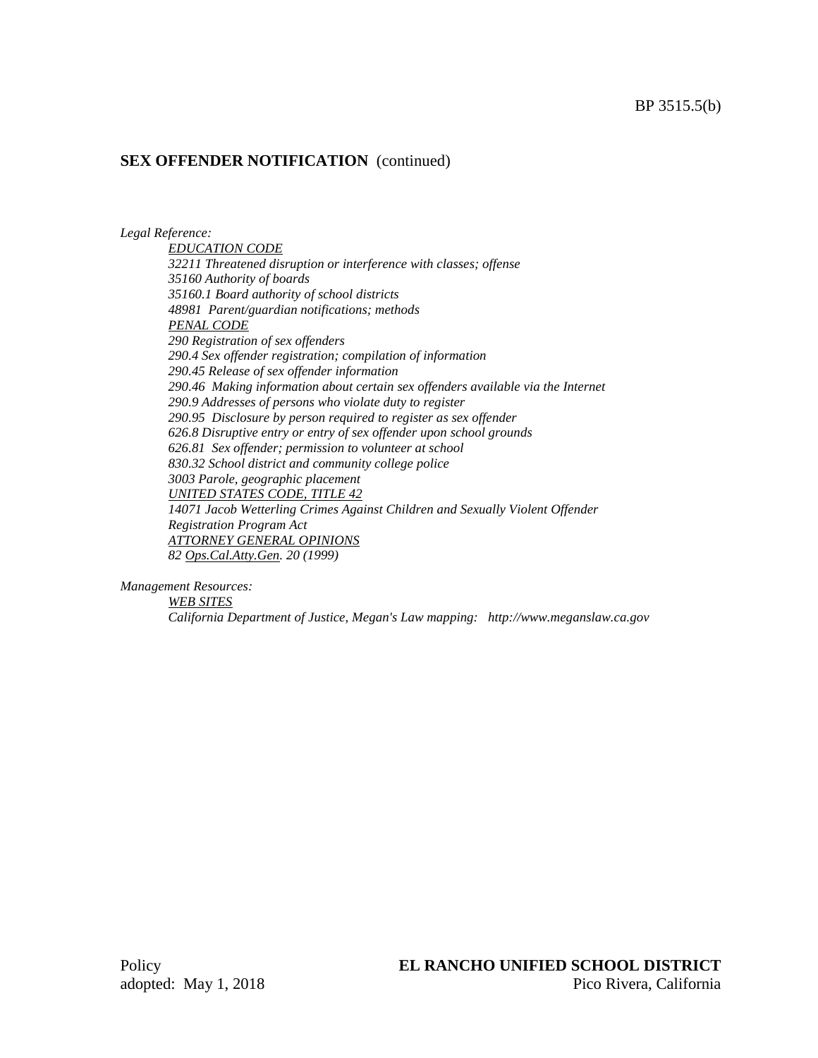## SEX OFFENDER NOTIFICATION (continued)

*Legal Reference:*

*EDUCATION CODE*
*32211 Threatened disruption or interference with classes; offense*
*35160 Authority of boards*
*35160.1 Board authority of school districts*
*48981 Parent/guardian notifications; methods*
*PENAL CODE*
*290 Registration of sex offenders*
*290.4 Sex offender registration; compilation of information*
*290.45 Release of sex offender information*
*290.46 Making information about certain sex offenders available via the Internet*
*290.9 Addresses of persons who violate duty to register*
*290.95 Disclosure by person required to register as sex offender*
*626.8 Disruptive entry or entry of sex offender upon school grounds*
*626.81 Sex offender; permission to volunteer at school*
*830.32 School district and community college police*
*3003 Parole, geographic placement*
*UNITED STATES CODE, TITLE 42*
*14071 Jacob Wetterling Crimes Against Children and Sexually Violent Offender Registration Program Act*
*ATTORNEY GENERAL OPINIONS*
*82 Ops.Cal.Atty.Gen. 20 (1999)*

*Management Resources:*

*WEB SITES*
*California Department of Justice, Megan's Law mapping: http://www.meganslaw.ca.gov*

Policy
adopted: May 1, 2018

**EL RANCHO UNIFIED SCHOOL DISTRICT**
Pico Rivera, California